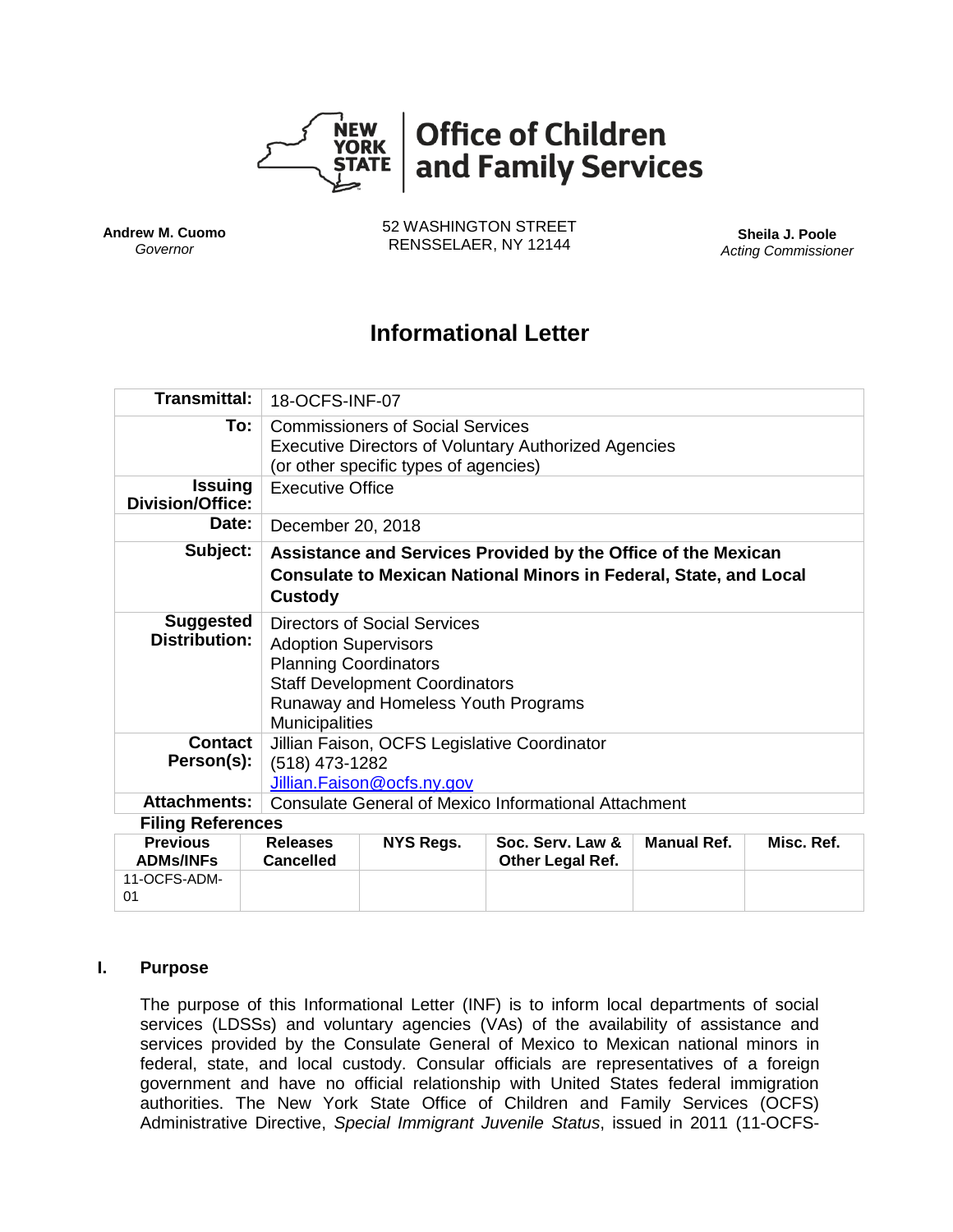**NEW YORK STATE** | **Office of Children and Family Services**

**Andrew M. Cuomo**
*Governor*

52 WASHINGTON STREET
RENSSELAER, NY 12144

**Sheila J. Poole**
*Acting Commissioner*

# Informational Letter

| | |
|---|---|
| **Transmittal:** | 18-OCFS-INF-07 |
| **To:** | Commissioners of Social Services<br>Executive Directors of Voluntary Authorized Agencies<br>(or other specific types of agencies) |
| **Issuing Division/Office:** | Executive Office |
| **Date:** | December 20, 2018 |
| **Subject:** | **Assistance and Services Provided by the Office of the Mexican Consulate to Mexican National Minors in Federal, State, and Local Custody** |
| **Suggested Distribution:** | Directors of Social Services<br>Adoption Supervisors<br>Planning Coordinators<br>Staff Development Coordinators<br>Runaway and Homeless Youth Programs<br>Municipalities |
| **Contact Person(s):** | Jillian Faison, OCFS Legislative Coordinator<br>(518) 473-1282<br>Jillian.Faison@ocfs.ny.gov |
| **Attachments:** | Consulate General of Mexico Informational Attachment |

**Filing References**

| Previous ADMs/INFs | Releases Cancelled | NYS Regs. | Soc. Serv. Law & Other Legal Ref. | Manual Ref. | Misc. Ref. |
|---|---|---|---|---|---|
| 11-OCFS-ADM-01 | | | | | |

## I. Purpose

The purpose of this Informational Letter (INF) is to inform local departments of social services (LDSSs) and voluntary agencies (VAs) of the availability of assistance and services provided by the Consulate General of Mexico to Mexican national minors in federal, state, and local custody. Consular officials are representatives of a foreign government and have no official relationship with United States federal immigration authorities. The New York State Office of Children and Family Services (OCFS) Administrative Directive, *Special Immigrant Juvenile Status*, issued in 2011 (11-OCFS-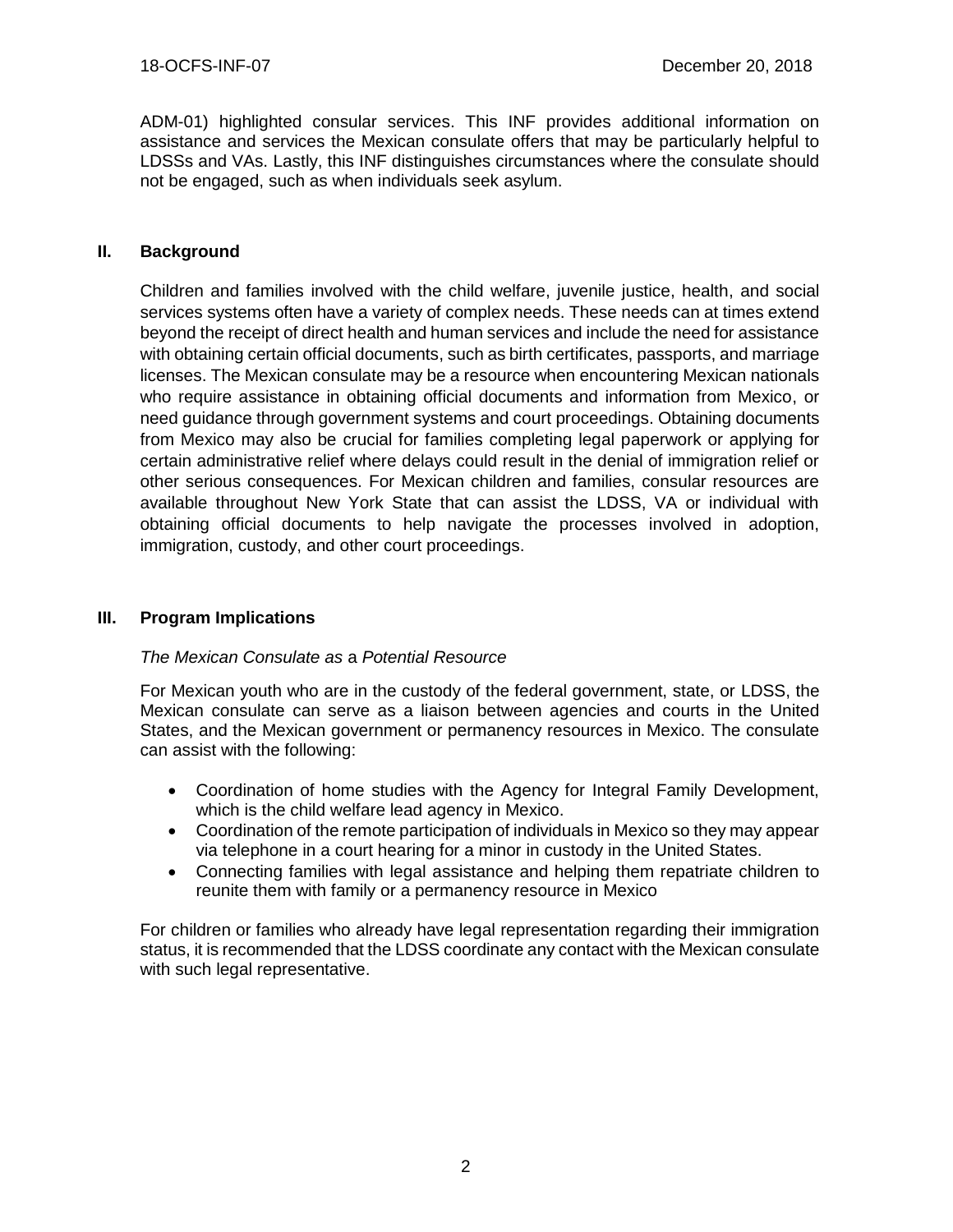ADM-01) highlighted consular services. This INF provides additional information on assistance and services the Mexican consulate offers that may be particularly helpful to LDSSs and VAs. Lastly, this INF distinguishes circumstances where the consulate should not be engaged, such as when individuals seek asylum.

## II. Background

Children and families involved with the child welfare, juvenile justice, health, and social services systems often have a variety of complex needs. These needs can at times extend beyond the receipt of direct health and human services and include the need for assistance with obtaining certain official documents, such as birth certificates, passports, and marriage licenses. The Mexican consulate may be a resource when encountering Mexican nationals who require assistance in obtaining official documents and information from Mexico, or need guidance through government systems and court proceedings. Obtaining documents from Mexico may also be crucial for families completing legal paperwork or applying for certain administrative relief where delays could result in the denial of immigration relief or other serious consequences. For Mexican children and families, consular resources are available throughout New York State that can assist the LDSS, VA or individual with obtaining official documents to help navigate the processes involved in adoption, immigration, custody, and other court proceedings.

## III. Program Implications

*The Mexican Consulate as* a *Potential Resource*

For Mexican youth who are in the custody of the federal government, state, or LDSS, the Mexican consulate can serve as a liaison between agencies and courts in the United States, and the Mexican government or permanency resources in Mexico. The consulate can assist with the following:

- Coordination of home studies with the Agency for Integral Family Development, which is the child welfare lead agency in Mexico.
- Coordination of the remote participation of individuals in Mexico so they may appear via telephone in a court hearing for a minor in custody in the United States.
- Connecting families with legal assistance and helping them repatriate children to reunite them with family or a permanency resource in Mexico

For children or families who already have legal representation regarding their immigration status, it is recommended that the LDSS coordinate any contact with the Mexican consulate with such legal representative.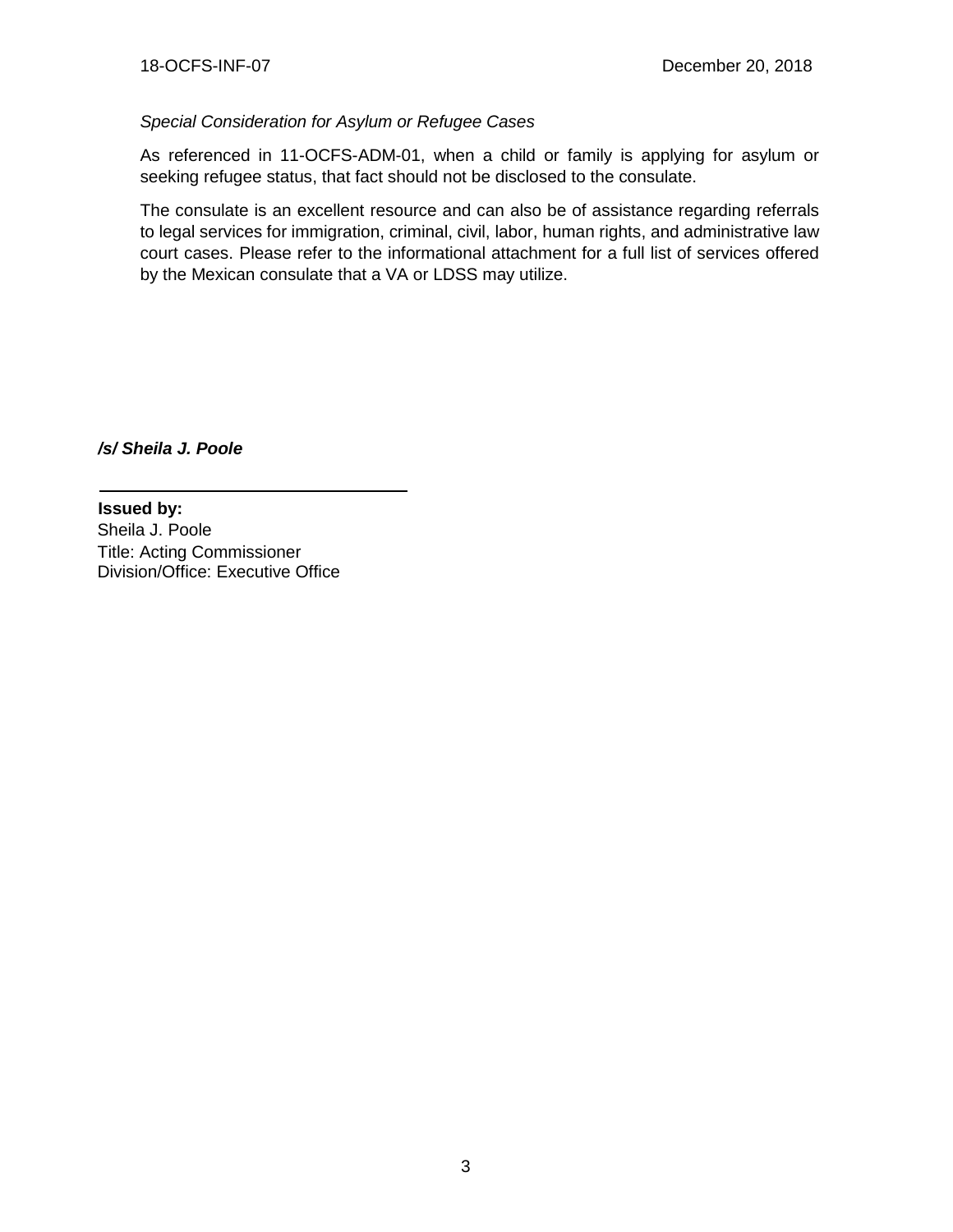*Special Consideration for Asylum or Refugee Cases*

As referenced in 11-OCFS-ADM-01, when a child or family is applying for asylum or seeking refugee status, that fact should not be disclosed to the consulate.

The consulate is an excellent resource and can also be of assistance regarding referrals to legal services for immigration, criminal, civil, labor, human rights, and administrative law court cases. Please refer to the informational attachment for a full list of services offered by the Mexican consulate that a VA or LDSS may utilize.

***/s/ Sheila J. Poole***

---

**Issued by:**
Sheila J. Poole
Title: Acting Commissioner
Division/Office: Executive Office